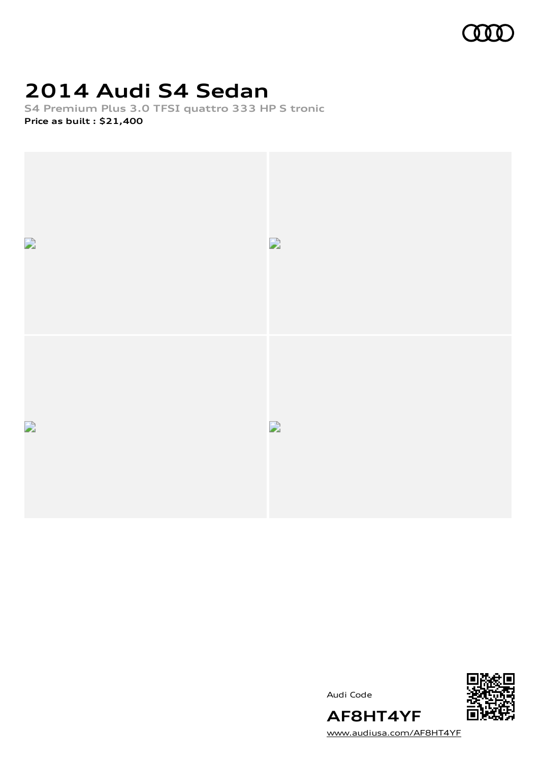# 2014 Audi S4 Sedan

S4 Premium Plus 3.0 TFSI quattro 333 HP S tronic

**Price as built : $21,400**

Audi Code

**AF8HT4YF**

www.audiusa.com/AF8HT4YF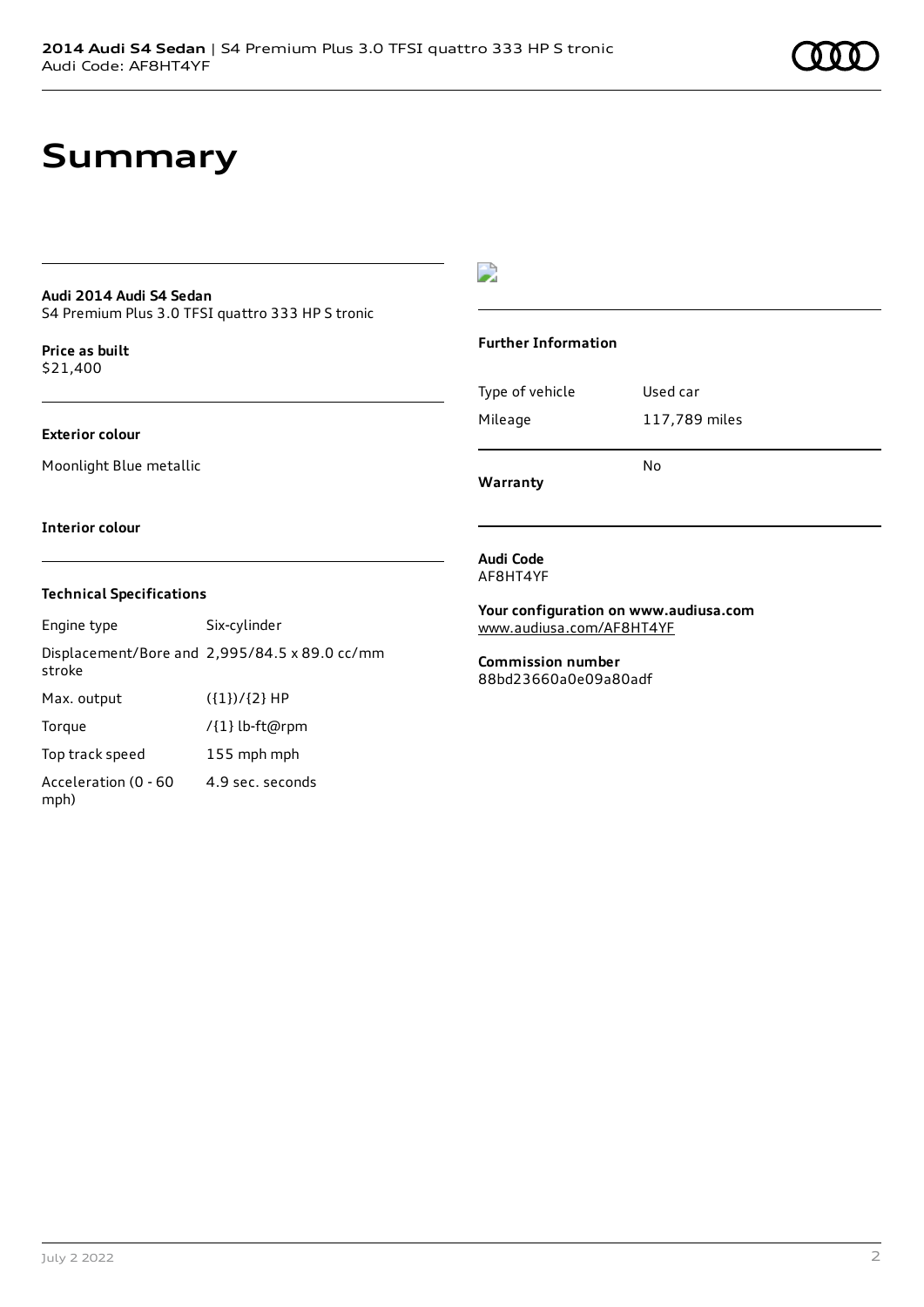# Summary

**Audi 2014 Audi S4 Sedan**
S4 Premium Plus 3.0 TFSI quattro 333 HP S tronic

**Price as built**
$21,400

**Exterior colour**

Moonlight Blue metallic

**Interior colour**

### Technical Specifications

| Engine type | Six-cylinder |
|---|---|
| Displacement/Bore and stroke | 2,995/84.5 x 89.0 cc/mm |
| Max. output | ({1})/{2} HP |
| Torque | /{1} lb-ft@rpm |
| Top track speed | 155 mph mph |
| Acceleration (0 - 60 mph) | 4.9 sec. seconds |

### Further Information

| Type of vehicle | Used car |
|---|---|
| Mileage | 117,789 miles |

**Warranty** No

**Audi Code**
AF8HT4YF

**Your configuration on www.audiusa.com**
www.audiusa.com/AF8HT4YF

**Commission number**
88bd23660a0e09a80adf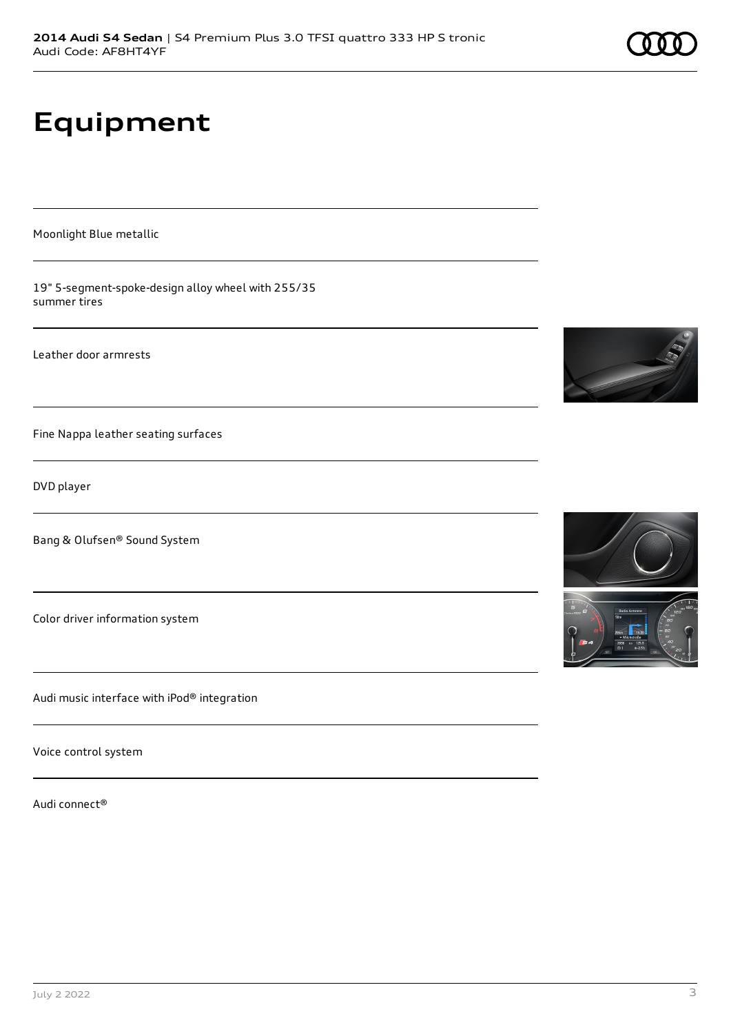# Equipment

Moonlight Blue metallic

19" 5-segment-spoke-design alloy wheel with 255/35 summer tires

Leather door armrests

Fine Nappa leather seating surfaces

DVD player

Bang & Olufsen® Sound System

Color driver information system

Audi music interface with iPod® integration

Voice control system

Audi connect®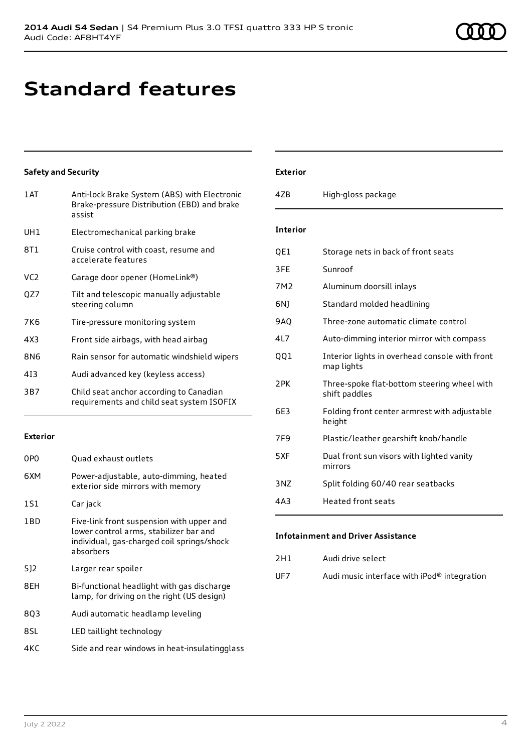# Standard features

### Safety and Security

| | |
|---|---|
| 1AT | Anti-lock Brake System (ABS) with Electronic Brake-pressure Distribution (EBD) and brake assist |
| UH1 | Electromechanical parking brake |
| 8T1 | Cruise control with coast, resume and accelerate features |
| VC2 | Garage door opener (HomeLink®) |
| QZ7 | Tilt and telescopic manually adjustable steering column |
| 7K6 | Tire-pressure monitoring system |
| 4X3 | Front side airbags, with head airbag |
| 8N6 | Rain sensor for automatic windshield wipers |
| 4I3 | Audi advanced key (keyless access) |
| 3B7 | Child seat anchor according to Canadian requirements and child seat system ISOFIX |

### Exterior

| | |
|---|---|
| 0P0 | Quad exhaust outlets |
| 6XM | Power-adjustable, auto-dimming, heated exterior side mirrors with memory |
| 1S1 | Car jack |
| 1BD | Five-link front suspension with upper and lower control arms, stabilizer bar and individual, gas-charged coil springs/shock absorbers |
| 5J2 | Larger rear spoiler |
| 8EH | Bi-functional headlight with gas discharge lamp, for driving on the right (US design) |
| 8Q3 | Audi automatic headlamp leveling |
| 8SL | LED taillight technology |
| 4KC | Side and rear windows in heat-insulatingglass |

### Exterior

| | |
|---|---|
| 4ZB | High-gloss package |

### Interior

| | |
|---|---|
| QE1 | Storage nets in back of front seats |
| 3FE | Sunroof |
| 7M2 | Aluminum doorsill inlays |
| 6NJ | Standard molded headlining |
| 9AQ | Three-zone automatic climate control |
| 4L7 | Auto-dimming interior mirror with compass |
| QQ1 | Interior lights in overhead console with front map lights |
| 2PK | Three-spoke flat-bottom steering wheel with shift paddles |
| 6E3 | Folding front center armrest with adjustable height |
| 7F9 | Plastic/leather gearshift knob/handle |
| 5XF | Dual front sun visors with lighted vanity mirrors |
| 3NZ | Split folding 60/40 rear seatbacks |
| 4A3 | Heated front seats |

### Infotainment and Driver Assistance

| | |
|---|---|
| 2H1 | Audi drive select |
| UF7 | Audi music interface with iPod® integration |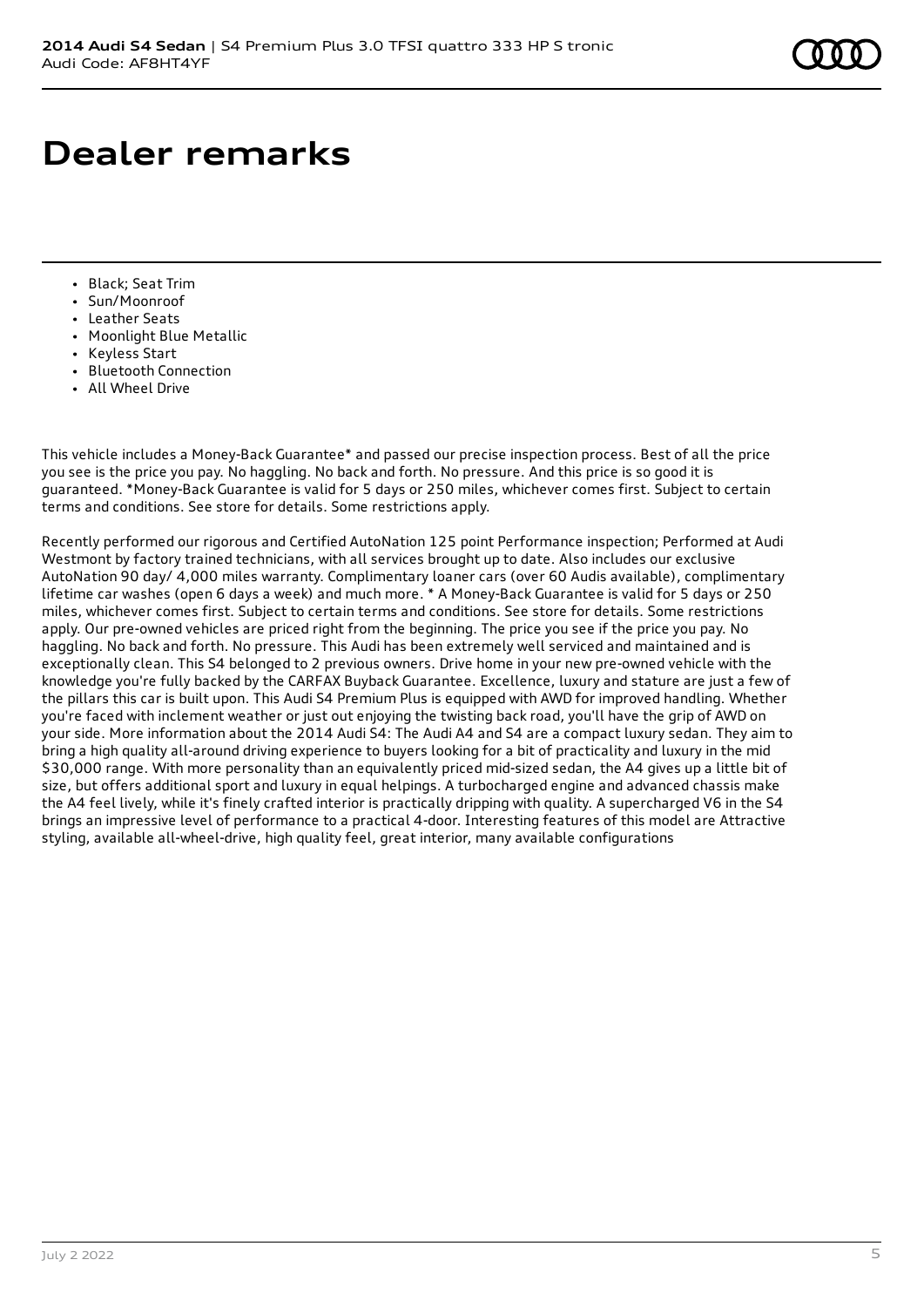# Dealer remarks

- Black; Seat Trim
- Sun/Moonroof
- Leather Seats
- Moonlight Blue Metallic
- Keyless Start
- Bluetooth Connection
- All Wheel Drive

This vehicle includes a Money-Back Guarantee* and passed our precise inspection process. Best of all the price you see is the price you pay. No haggling. No back and forth. No pressure. And this price is so good it is guaranteed. *Money-Back Guarantee is valid for 5 days or 250 miles, whichever comes first. Subject to certain terms and conditions. See store for details. Some restrictions apply.

Recently performed our rigorous and Certified AutoNation 125 point Performance inspection; Performed at Audi Westmont by factory trained technicians, with all services brought up to date. Also includes our exclusive AutoNation 90 day/ 4,000 miles warranty. Complimentary loaner cars (over 60 Audis available), complimentary lifetime car washes (open 6 days a week) and much more. * A Money-Back Guarantee is valid for 5 days or 250 miles, whichever comes first. Subject to certain terms and conditions. See store for details. Some restrictions apply. Our pre-owned vehicles are priced right from the beginning. The price you see if the price you pay. No haggling. No back and forth. No pressure. This Audi has been extremely well serviced and maintained and is exceptionally clean. This S4 belonged to 2 previous owners. Drive home in your new pre-owned vehicle with the knowledge you're fully backed by the CARFAX Buyback Guarantee. Excellence, luxury and stature are just a few of the pillars this car is built upon. This Audi S4 Premium Plus is equipped with AWD for improved handling. Whether you're faced with inclement weather or just out enjoying the twisting back road, you'll have the grip of AWD on your side. More information about the 2014 Audi S4: The Audi A4 and S4 are a compact luxury sedan. They aim to bring a high quality all-around driving experience to buyers looking for a bit of practicality and luxury in the mid $30,000 range. With more personality than an equivalently priced mid-sized sedan, the A4 gives up a little bit of size, but offers additional sport and luxury in equal helpings. A turbocharged engine and advanced chassis make the A4 feel lively, while it's finely crafted interior is practically dripping with quality. A supercharged V6 in the S4 brings an impressive level of performance to a practical 4-door. Interesting features of this model are Attractive styling, available all-wheel-drive, high quality feel, great interior, many available configurations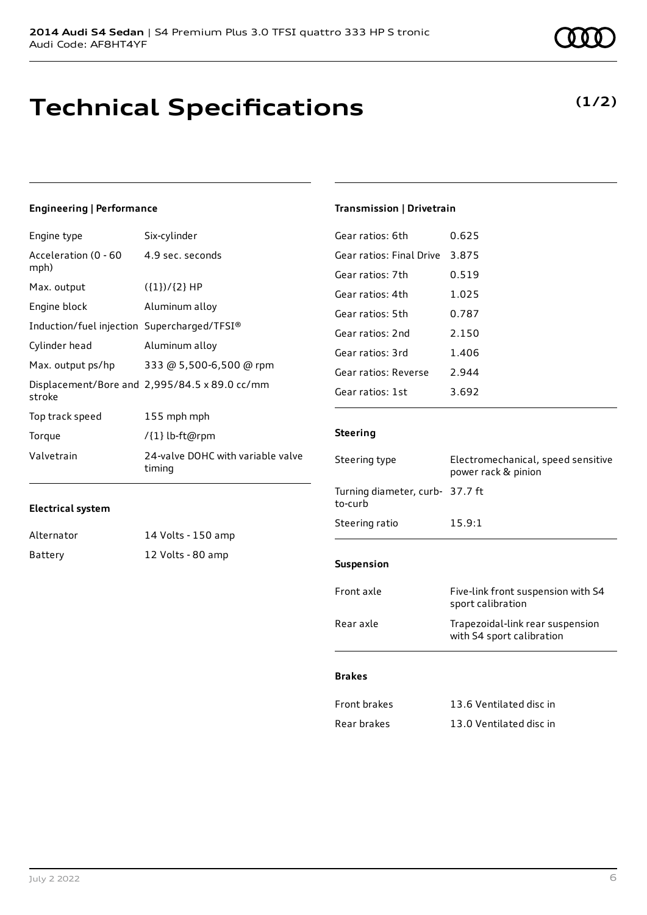# Technical Specifications

**(1/2)**

### Engineering | Performance

| | |
|---|---|
| Engine type | Six-cylinder |
| Acceleration (0 - 60 mph) | 4.9 sec. seconds |
| Max. output | ({1})/{2} HP |
| Engine block | Aluminum alloy |
| Induction/fuel injection | Supercharged/TFSI® |
| Cylinder head | Aluminum alloy |
| Max. output ps/hp | 333 @ 5,500-6,500 @ rpm |
| Displacement/Bore and stroke | 2,995/84.5 x 89.0 cc/mm |
| Top track speed | 155 mph mph |
| Torque | /{1} lb-ft@rpm |
| Valvetrain | 24-valve DOHC with variable valve timing |

### Electrical system

| | |
|---|---|
| Alternator | 14 Volts - 150 amp |
| Battery | 12 Volts - 80 amp |

### Transmission | Drivetrain

| | |
|---|---|
| Gear ratios: 6th | 0.625 |
| Gear ratios: Final Drive | 3.875 |
| Gear ratios: 7th | 0.519 |
| Gear ratios: 4th | 1.025 |
| Gear ratios: 5th | 0.787 |
| Gear ratios: 2nd | 2.150 |
| Gear ratios: 3rd | 1.406 |
| Gear ratios: Reverse | 2.944 |
| Gear ratios: 1st | 3.692 |

### Steering

| | |
|---|---|
| Steering type | Electromechanical, speed sensitive power rack & pinion |
| Turning diameter, curb-to-curb | 37.7 ft |
| Steering ratio | 15.9:1 |

### Suspension

| | |
|---|---|
| Front axle | Five-link front suspension with S4 sport calibration |
| Rear axle | Trapezoidal-link rear suspension with S4 sport calibration |

### Brakes

| | |
|---|---|
| Front brakes | 13.6 Ventilated disc in |
| Rear brakes | 13.0 Ventilated disc in |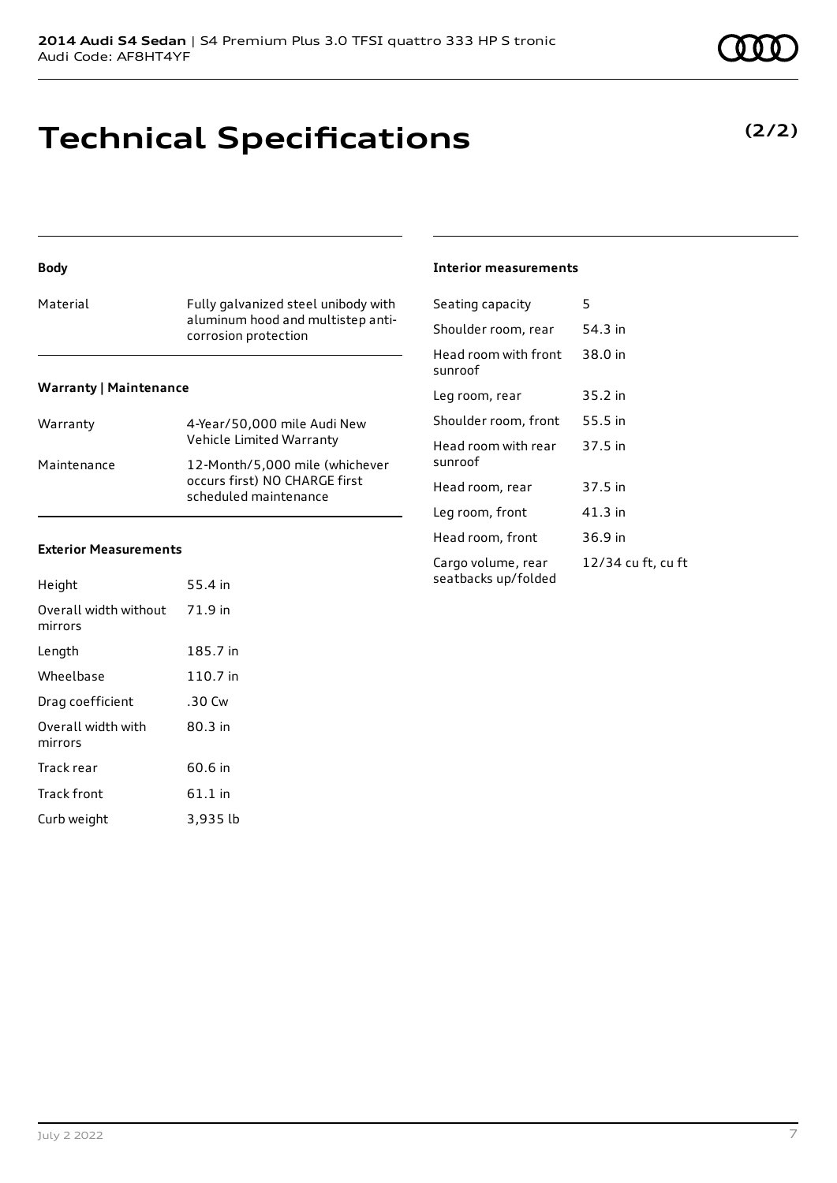# Technical Specifications

**(2/2)**

### Body

| | |
|---|---|
| Material | Fully galvanized steel unibody with aluminum hood and multistep anti-corrosion protection |

### Warranty | Maintenance

| | |
|---|---|
| Warranty | 4-Year/50,000 mile Audi New Vehicle Limited Warranty |
| Maintenance | 12-Month/5,000 mile (whichever occurs first) NO CHARGE first scheduled maintenance |

### Exterior Measurements

| | |
|---|---|
| Height | 55.4 in |
| Overall width without mirrors | 71.9 in |
| Length | 185.7 in |
| Wheelbase | 110.7 in |
| Drag coefficient | .30 Cw |
| Overall width with mirrors | 80.3 in |
| Track rear | 60.6 in |
| Track front | 61.1 in |
| Curb weight | 3,935 lb |

### Interior measurements

| | |
|---|---|
| Seating capacity | 5 |
| Shoulder room, rear | 54.3 in |
| Head room with front sunroof | 38.0 in |
| Leg room, rear | 35.2 in |
| Shoulder room, front | 55.5 in |
| Head room with rear sunroof | 37.5 in |
| Head room, rear | 37.5 in |
| Leg room, front | 41.3 in |
| Head room, front | 36.9 in |
| Cargo volume, rear seatbacks up/folded | 12/34 cu ft, cu ft |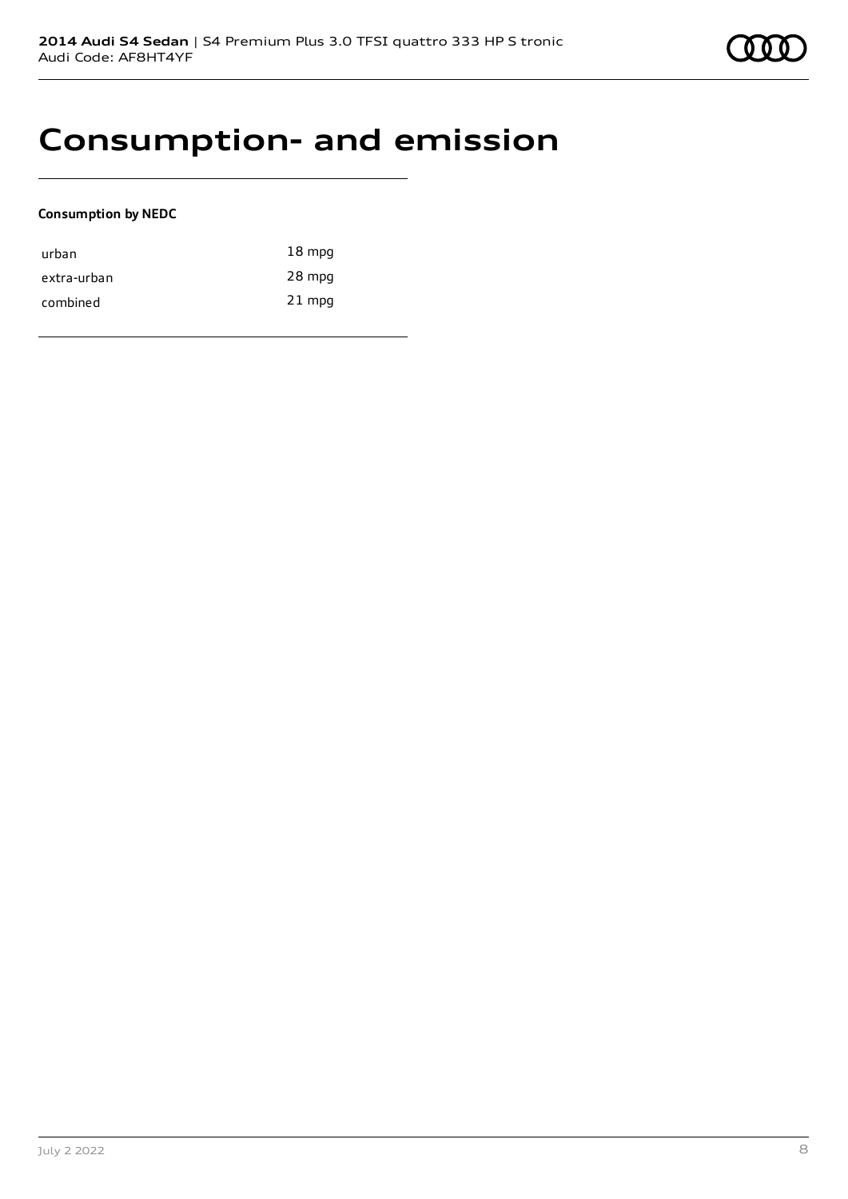# Consumption- and emission

**Consumption by NEDC**

| | |
|---|---|
| urban | 18 mpg |
| extra-urban | 28 mpg |
| combined | 21 mpg |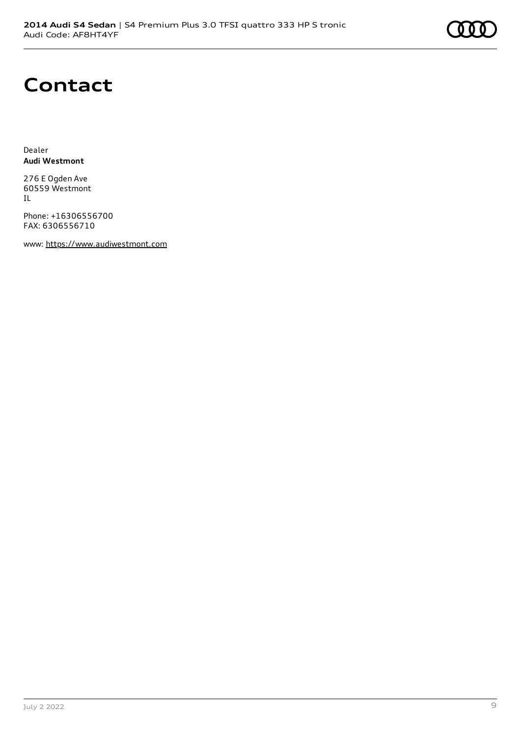# Contact

Dealer
**Audi Westmont**

276 E Ogden Ave
60559 Westmont
IL

Phone: +16306556700
FAX: 6306556710

www: https://www.audiwestmont.com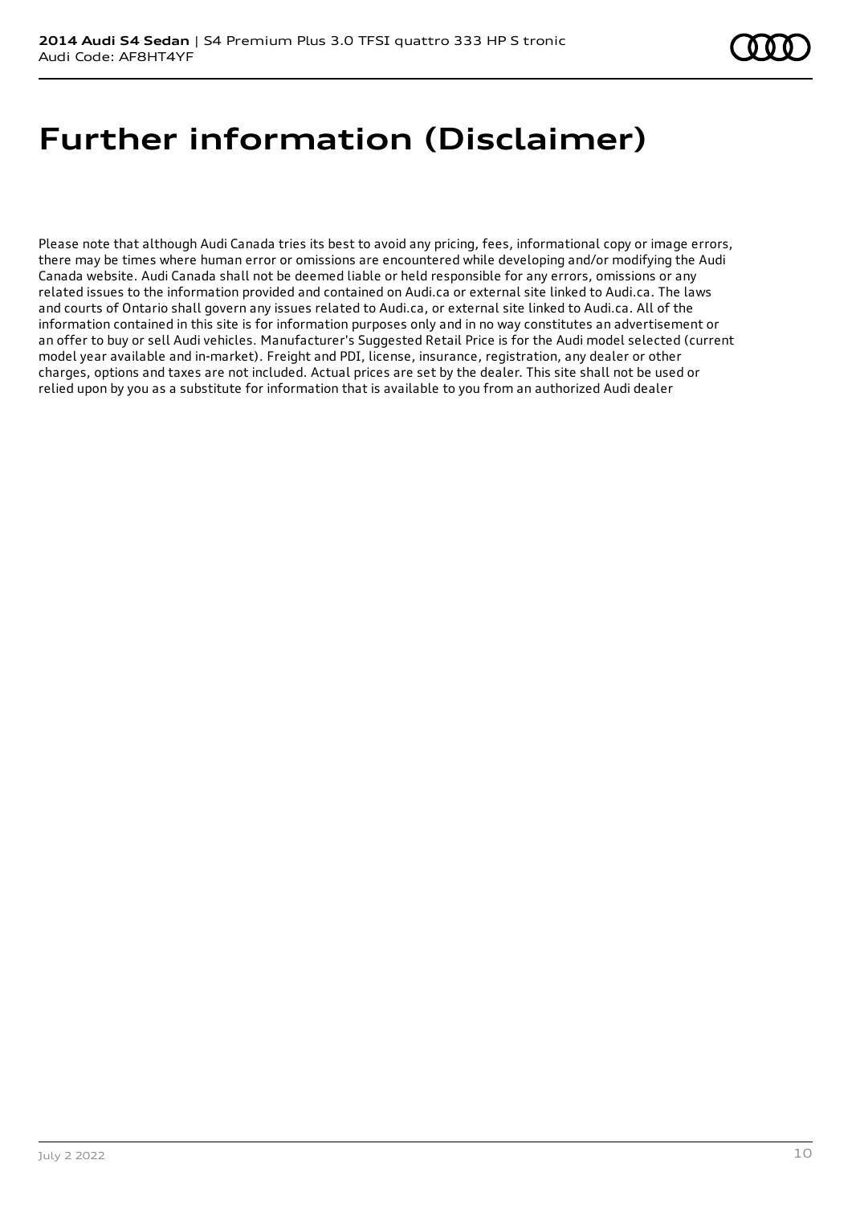# Further information (Disclaimer)

Please note that although Audi Canada tries its best to avoid any pricing, fees, informational copy or image errors, there may be times where human error or omissions are encountered while developing and/or modifying the Audi Canada website. Audi Canada shall not be deemed liable or held responsible for any errors, omissions or any related issues to the information provided and contained on Audi.ca or external site linked to Audi.ca. The laws and courts of Ontario shall govern any issues related to Audi.ca, or external site linked to Audi.ca. All of the information contained in this site is for information purposes only and in no way constitutes an advertisement or an offer to buy or sell Audi vehicles. Manufacturer's Suggested Retail Price is for the Audi model selected (current model year available and in-market). Freight and PDI, license, insurance, registration, any dealer or other charges, options and taxes are not included. Actual prices are set by the dealer. This site shall not be used or relied upon by you as a substitute for information that is available to you from an authorized Audi dealer